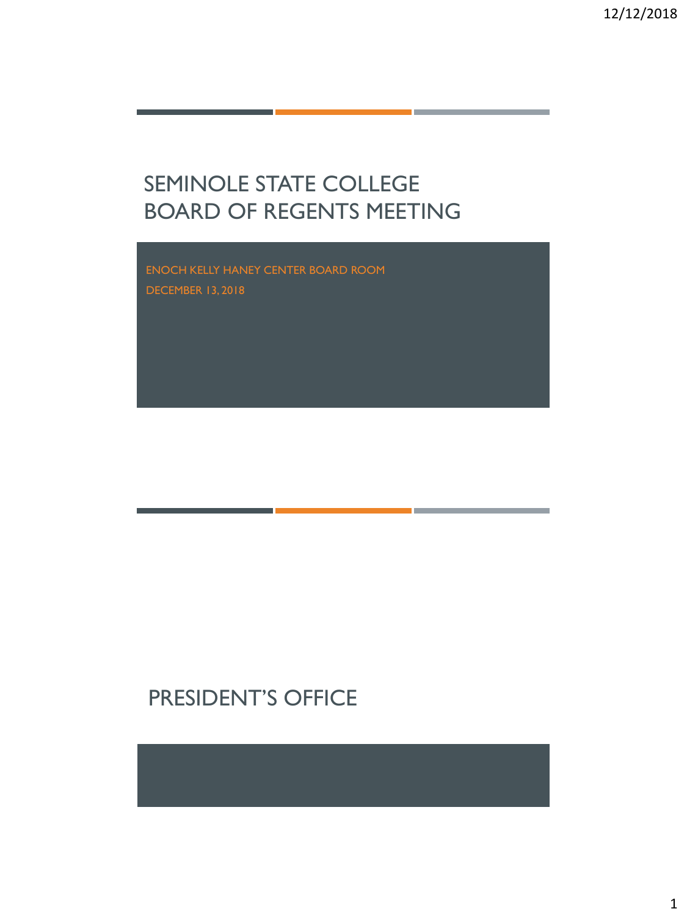# SEMINOLE STATE COLLEGE BOARD OF REGENTS MEETING

ENOCH KELLY HANEY CENTER BOARD ROOM

DECEMBER 13, 2018

# PRESIDENT'S OFFICE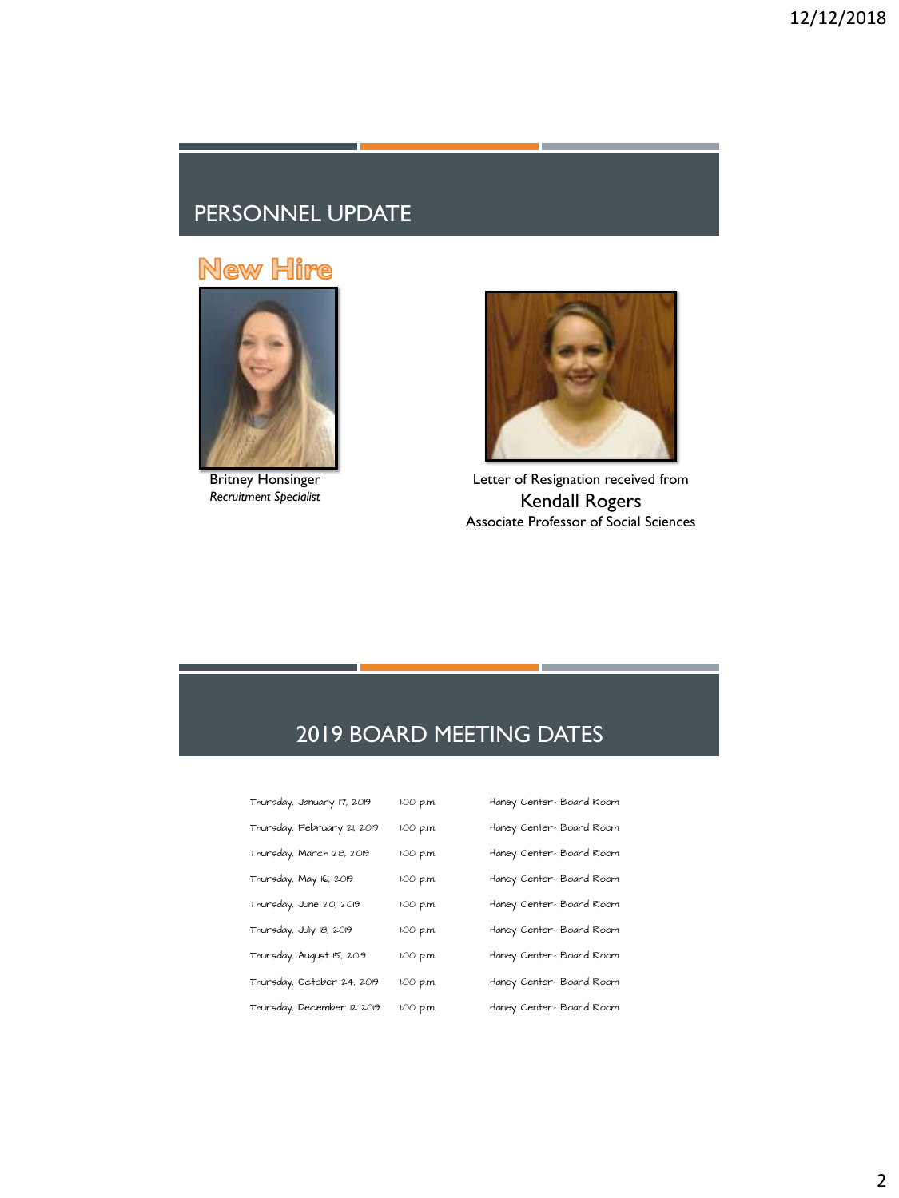## PERSONNEL UPDATE

**New Hire**

Britney Honsinger
*Recruitment Specialist*

Letter of Resignation received from
Kendall Rogers
Associate Professor of Social Sciences

## 2019 BOARD MEETING DATES

| | | |
|---|---|---|
| Thursday, January 17, 2019 | 1:00 p.m. | Haney Center- Board Room |
| Thursday, February 21, 2019 | 1:00 p.m. | Haney Center- Board Room |
| Thursday, March 28, 2019 | 1:00 p.m. | Haney Center- Board Room |
| Thursday, May 16, 2019 | 1:00 p.m. | Haney Center- Board Room |
| Thursday, June 20, 2019 | 1:00 p.m. | Haney Center- Board Room |
| Thursday, July 18, 2019 | 1:00 p.m. | Haney Center- Board Room |
| Thursday, August 15, 2019 | 1:00 p.m. | Haney Center- Board Room |
| Thursday, October 24, 2019 | 1:00 p.m. | Haney Center- Board Room |
| Thursday, December 12 2019 | 1:00 p.m. | Haney Center- Board Room |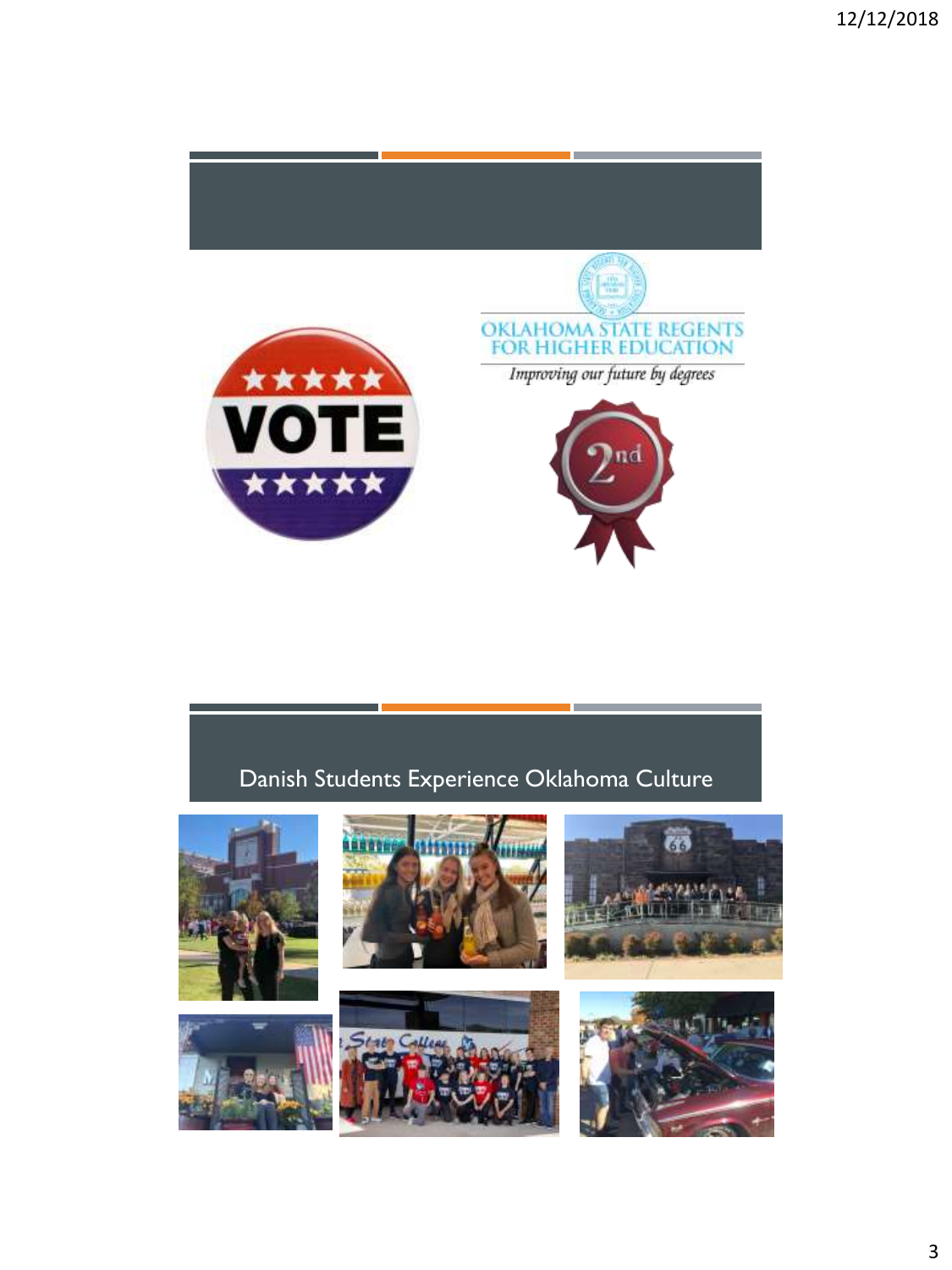OKLAHOMA STATE REGENTS FOR HIGHER EDUCATION

*Improving our future by degrees*

## Danish Students Experience Oklahoma Culture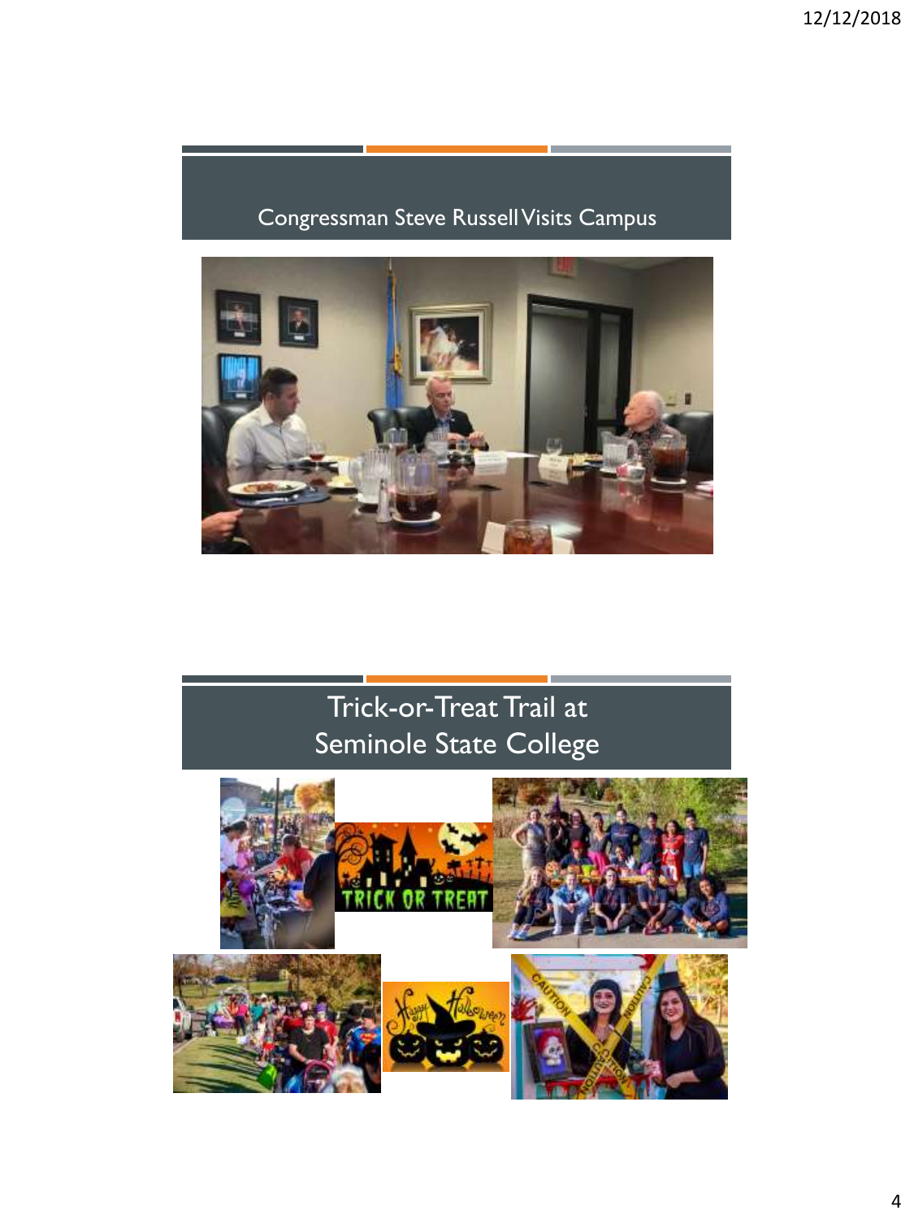## Congressman Steve Russell Visits Campus

## Trick-or-Treat Trail at Seminole State College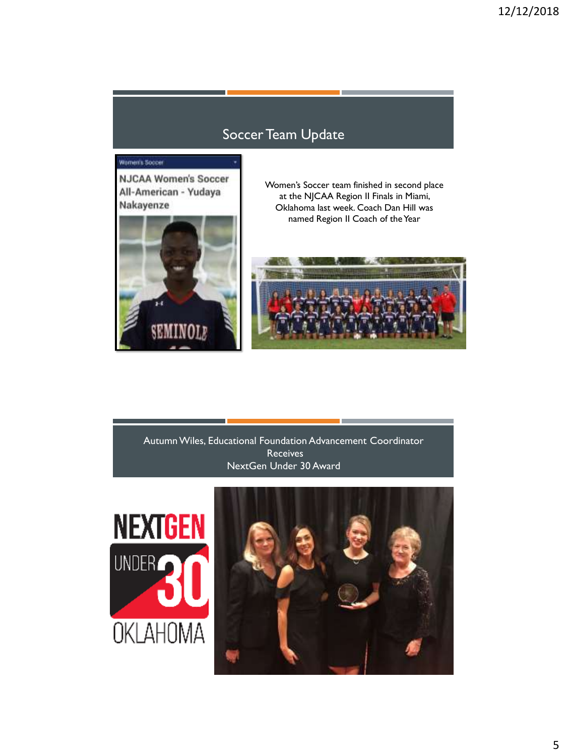## Soccer Team Update

NJCAA Women's Soccer All-American - Yudaya Nakayenze

Women's Soccer team finished in second place at the NJCAA Region II Finals in Miami, Oklahoma last week. Coach Dan Hill was named Region II Coach of the Year

## Autumn Wiles, Educational Foundation Advancement Coordinator Receives NextGen Under 30 Award

NEXTGEN UNDER 30 OKLAHOMA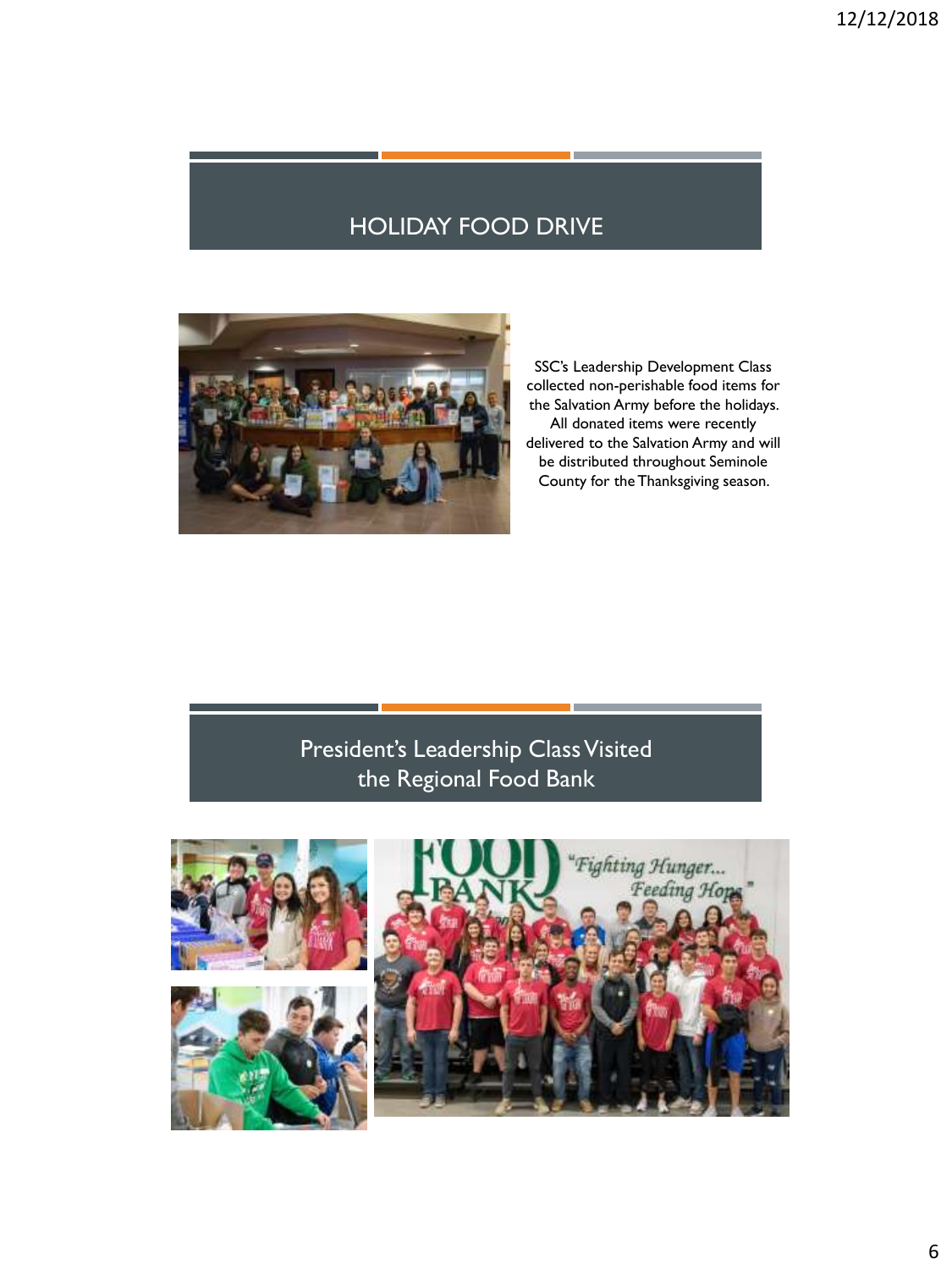## HOLIDAY FOOD DRIVE

SSC's Leadership Development Class collected non-perishable food items for the Salvation Army before the holidays. All donated items were recently delivered to the Salvation Army and will be distributed throughout Seminole County for the Thanksgiving season.

## President's Leadership Class Visited the Regional Food Bank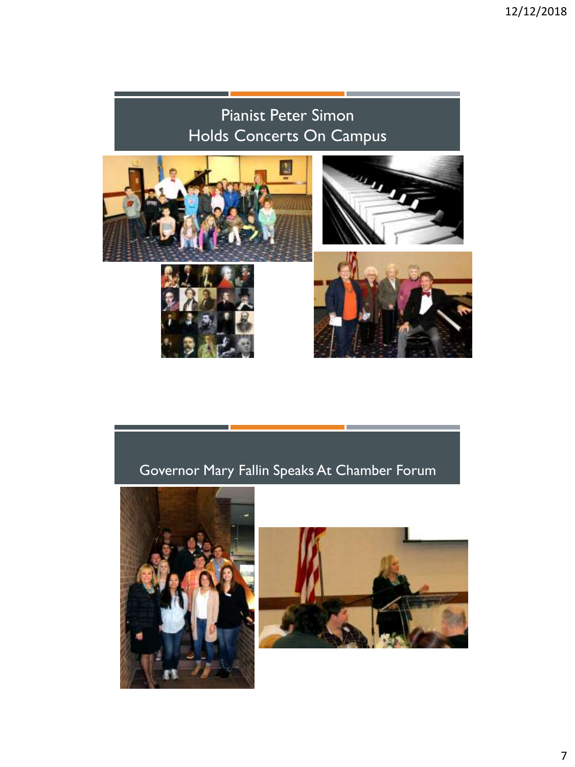## Pianist Peter Simon Holds Concerts On Campus

## Governor Mary Fallin Speaks At Chamber Forum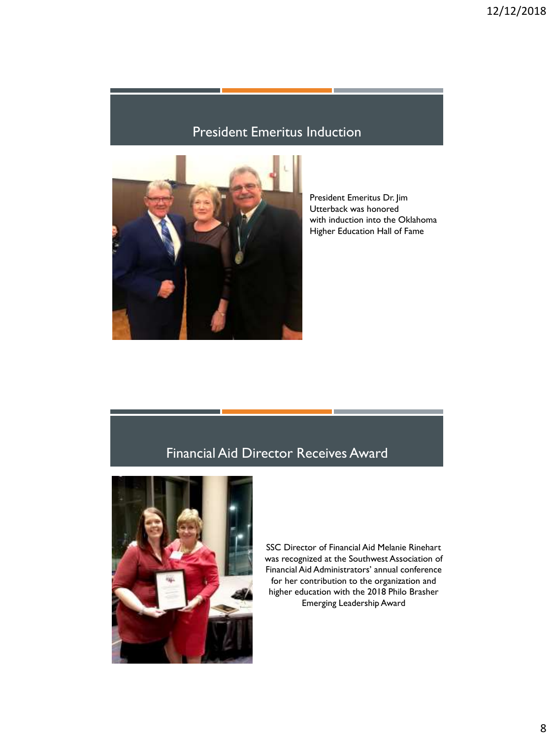## President Emeritus Induction

President Emeritus Dr. Jim Utterback was honored with induction into the Oklahoma Higher Education Hall of Fame

## Financial Aid Director Receives Award

SSC Director of Financial Aid Melanie Rinehart was recognized at the Southwest Association of Financial Aid Administrators' annual conference for her contribution to the organization and higher education with the 2018 Philo Brasher Emerging Leadership Award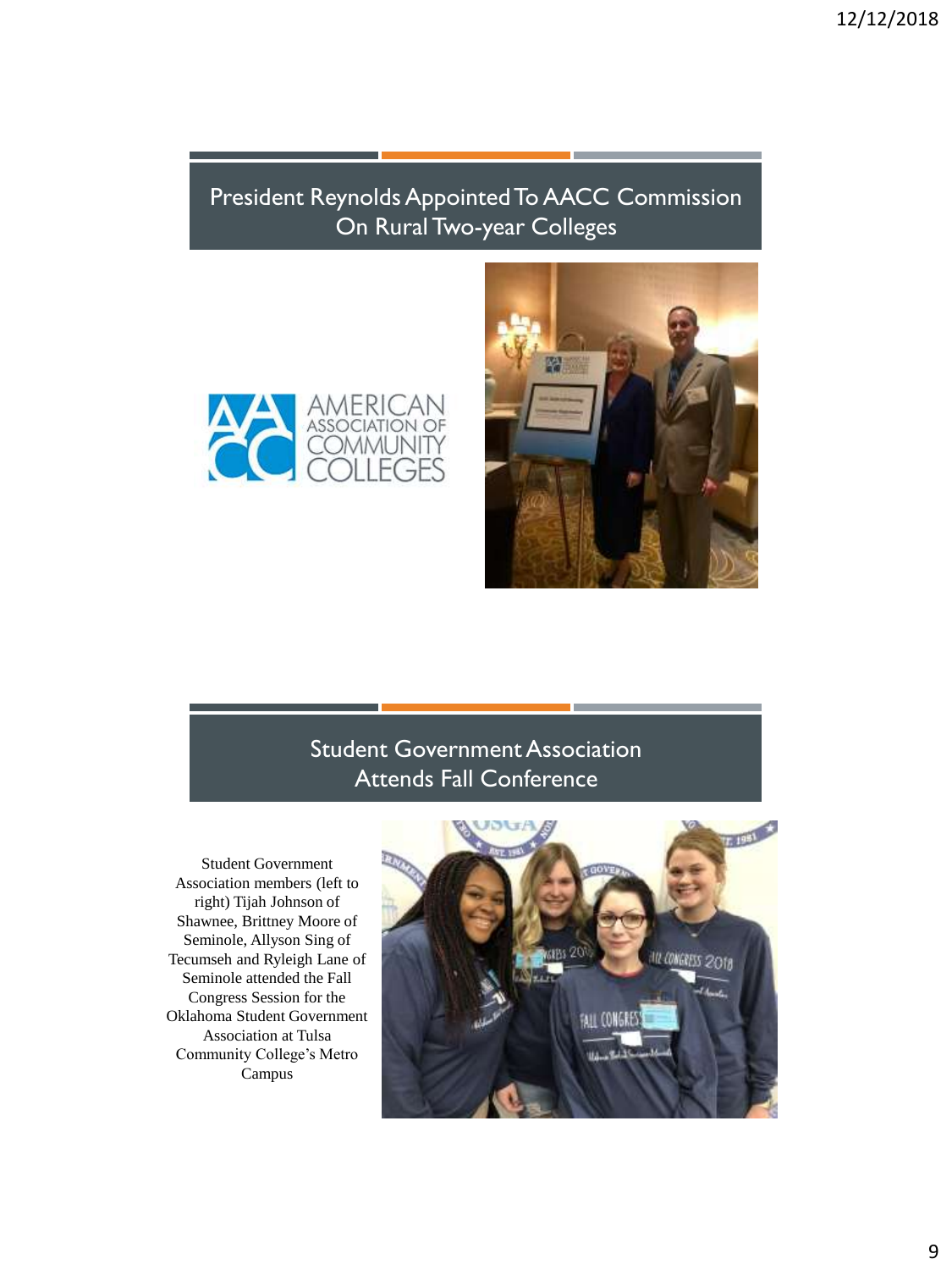## President Reynolds Appointed To AACC Commission On Rural Two-year Colleges

## Student Government Association Attends Fall Conference

Student Government Association members (left to right) Tijah Johnson of Shawnee, Brittney Moore of Seminole, Allyson Sing of Tecumseh and Ryleigh Lane of Seminole attended the Fall Congress Session for the Oklahoma Student Government Association at Tulsa Community College's Metro Campus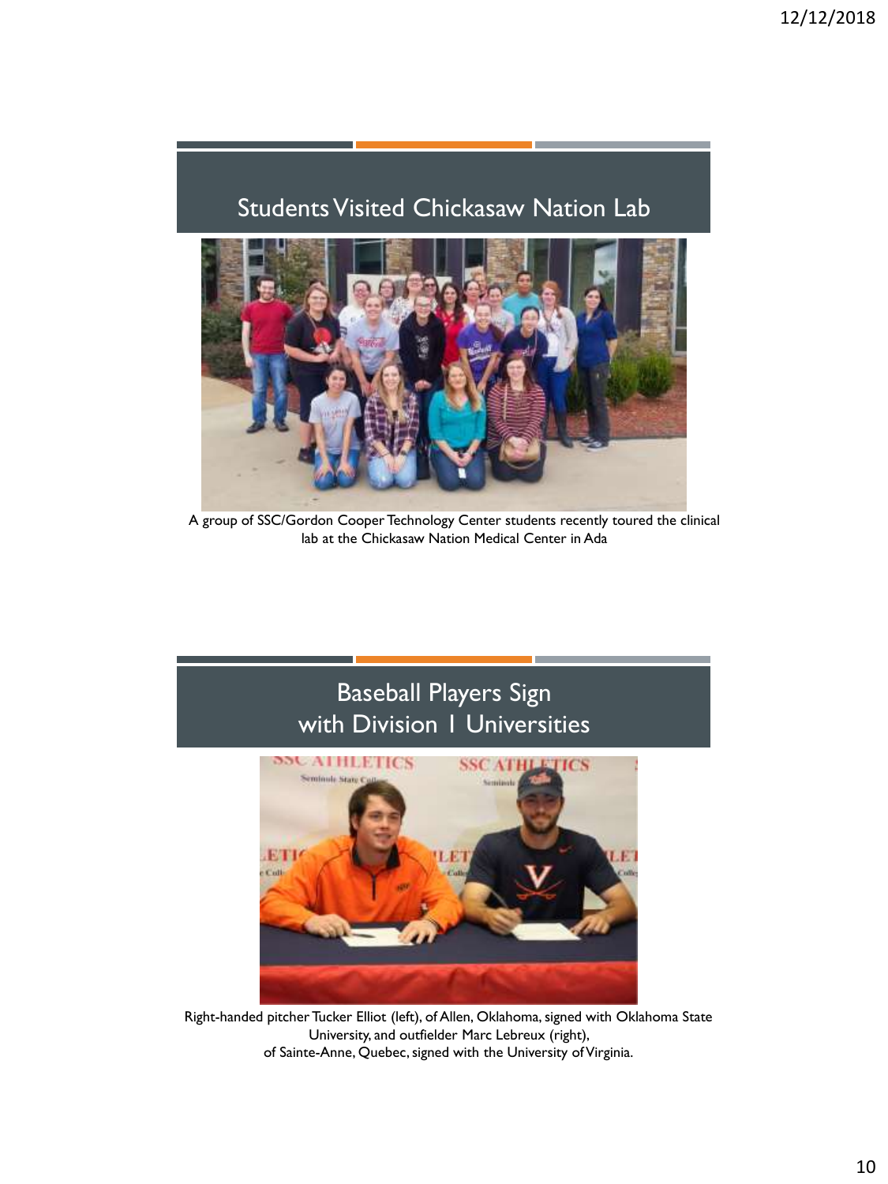## Students Visited Chickasaw Nation Lab

A group of SSC/Gordon Cooper Technology Center students recently toured the clinical lab at the Chickasaw Nation Medical Center in Ada

## Baseball Players Sign with Division 1 Universities

Right-handed pitcher Tucker Elliot (left), of Allen, Oklahoma, signed with Oklahoma State University, and outfielder Marc Lebreux (right), of Sainte-Anne, Quebec, signed with the University of Virginia.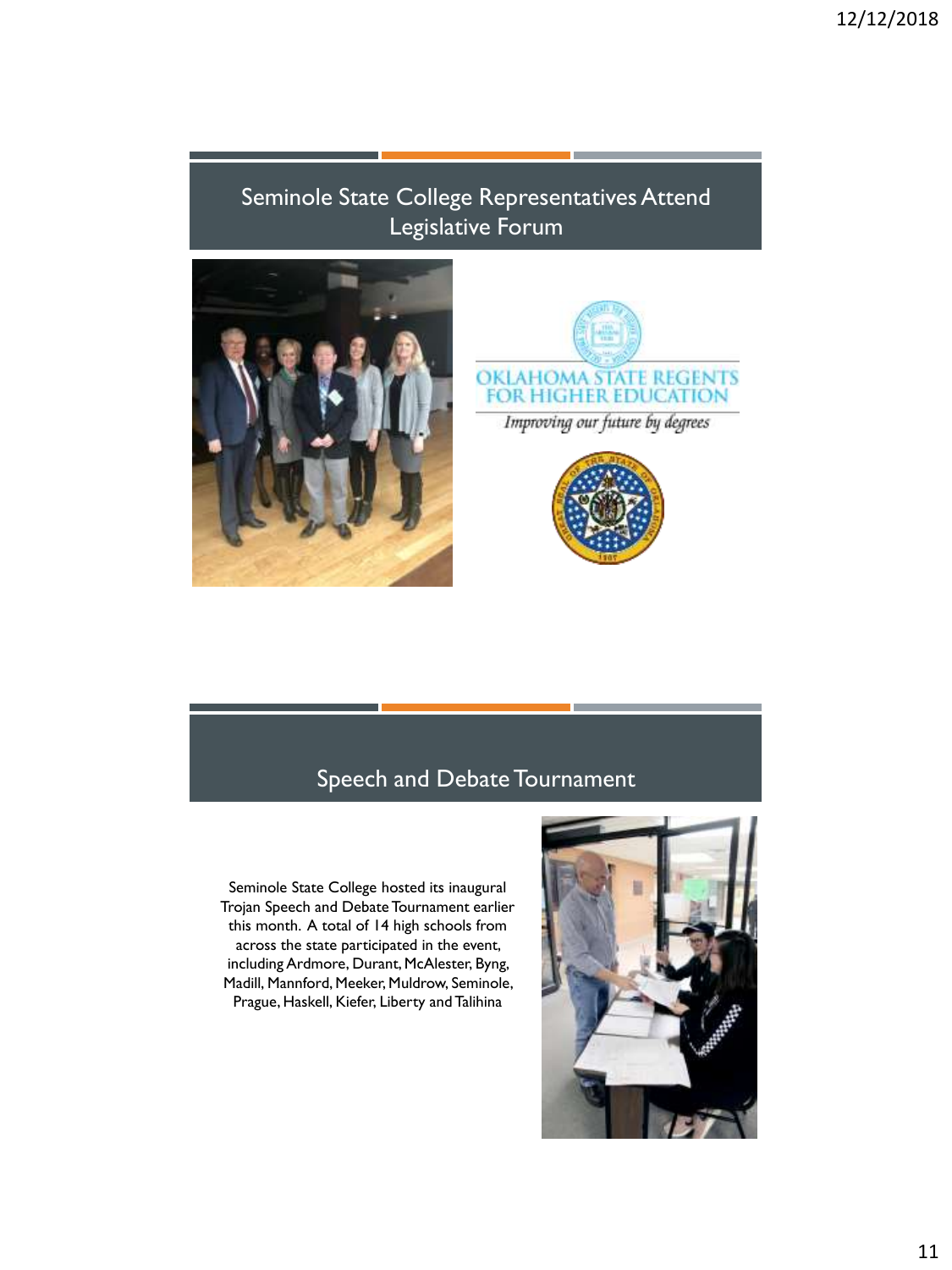## Seminole State College Representatives Attend Legislative Forum

OKLAHOMA STATE REGENTS FOR HIGHER EDUCATION

*Improving our future by degrees*

## Speech and Debate Tournament

Seminole State College hosted its inaugural Trojan Speech and Debate Tournament earlier this month. A total of 14 high schools from across the state participated in the event, including Ardmore, Durant, McAlester, Byng, Madill, Mannford, Meeker, Muldrow, Seminole, Prague, Haskell, Kiefer, Liberty and Talihina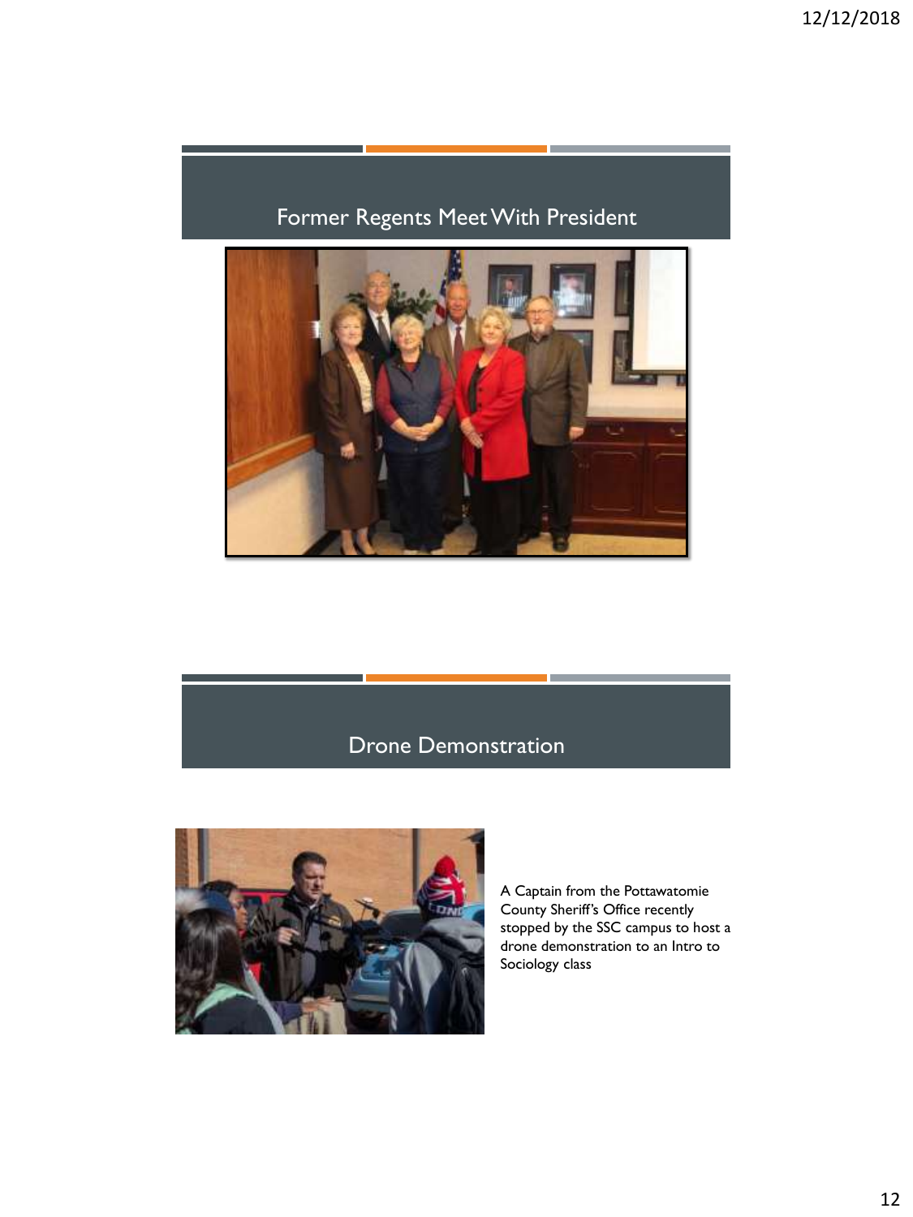## Former Regents Meet With President

## Drone Demonstration

A Captain from the Pottawatomie County Sheriff's Office recently stopped by the SSC campus to host a drone demonstration to an Intro to Sociology class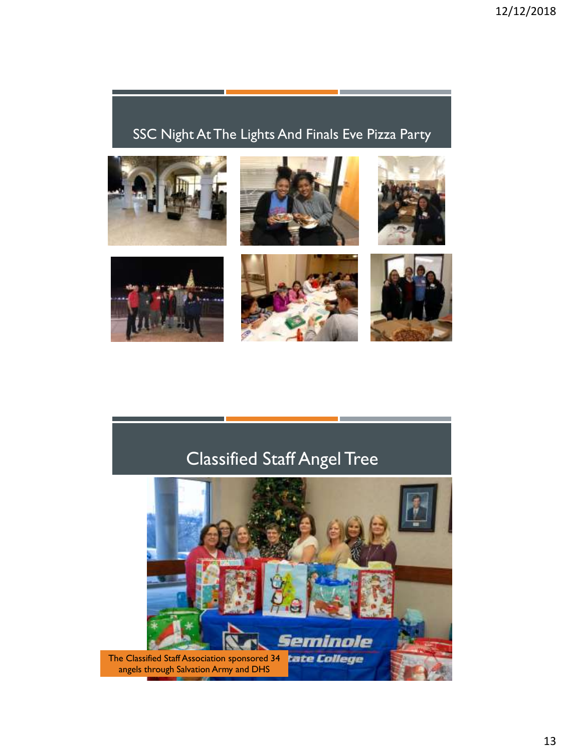## SSC Night At The Lights And Finals Eve Pizza Party

## Classified Staff Angel Tree

The Classified Staff Association sponsored 34 angels through Salvation Army and DHS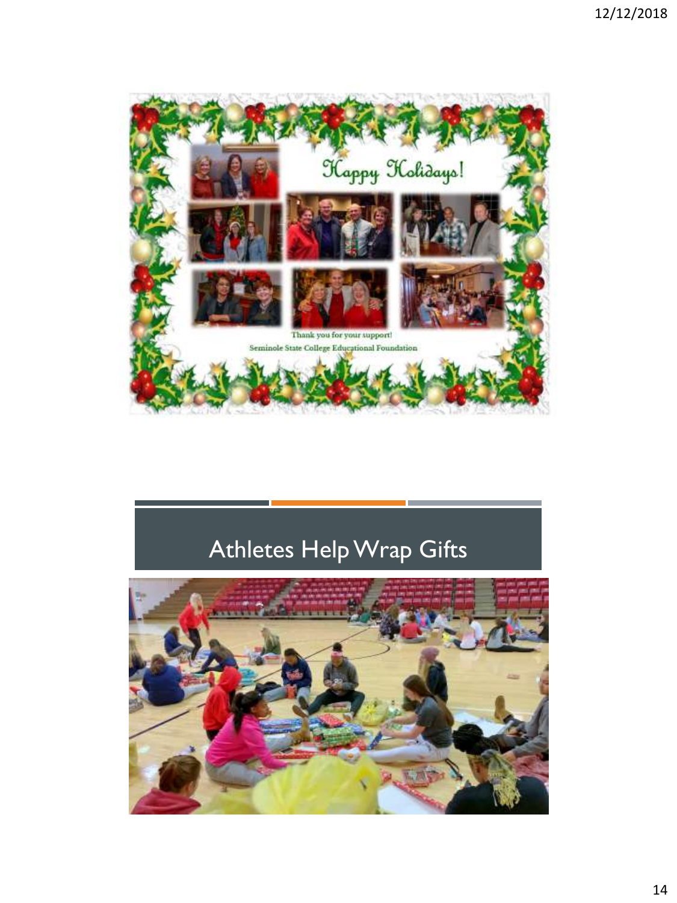Happy Holidays!

Thank you for your support!

Seminole State College Educational Foundation

## Athletes Help Wrap Gifts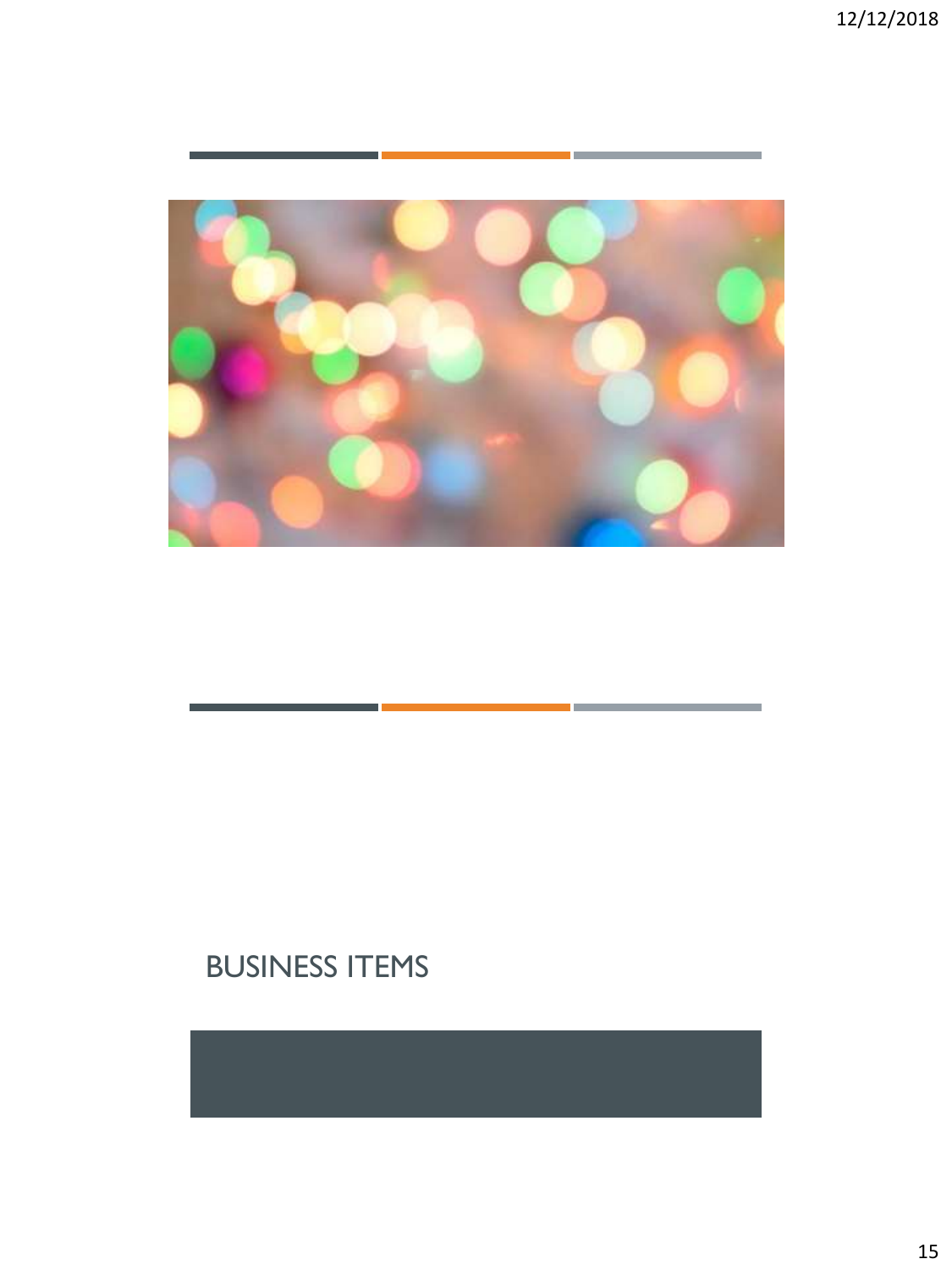## BUSINESS ITEMS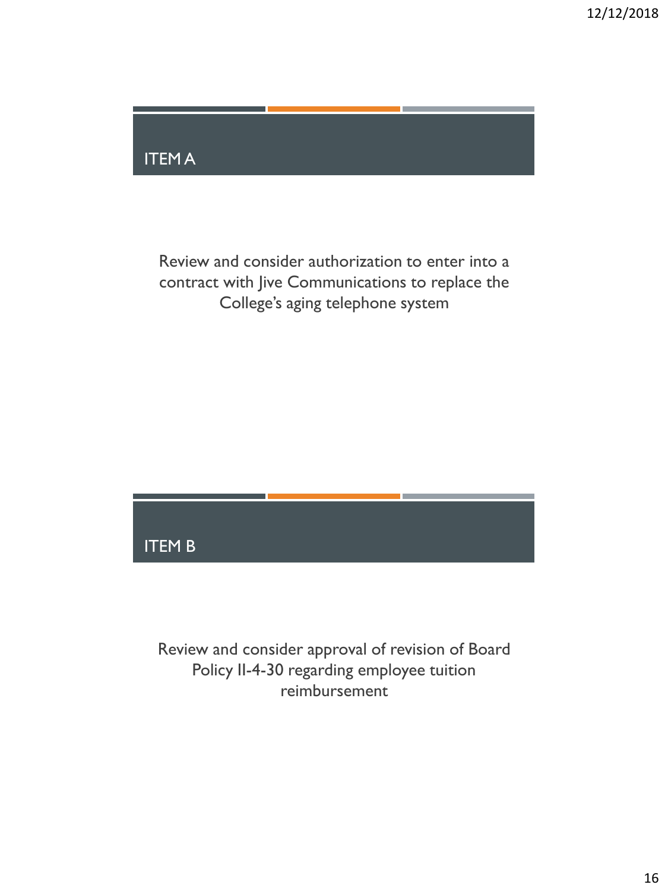## ITEM A

Review and consider authorization to enter into a contract with Jive Communications to replace the College's aging telephone system

## ITEM B

Review and consider approval of revision of Board Policy II-4-30 regarding employee tuition reimbursement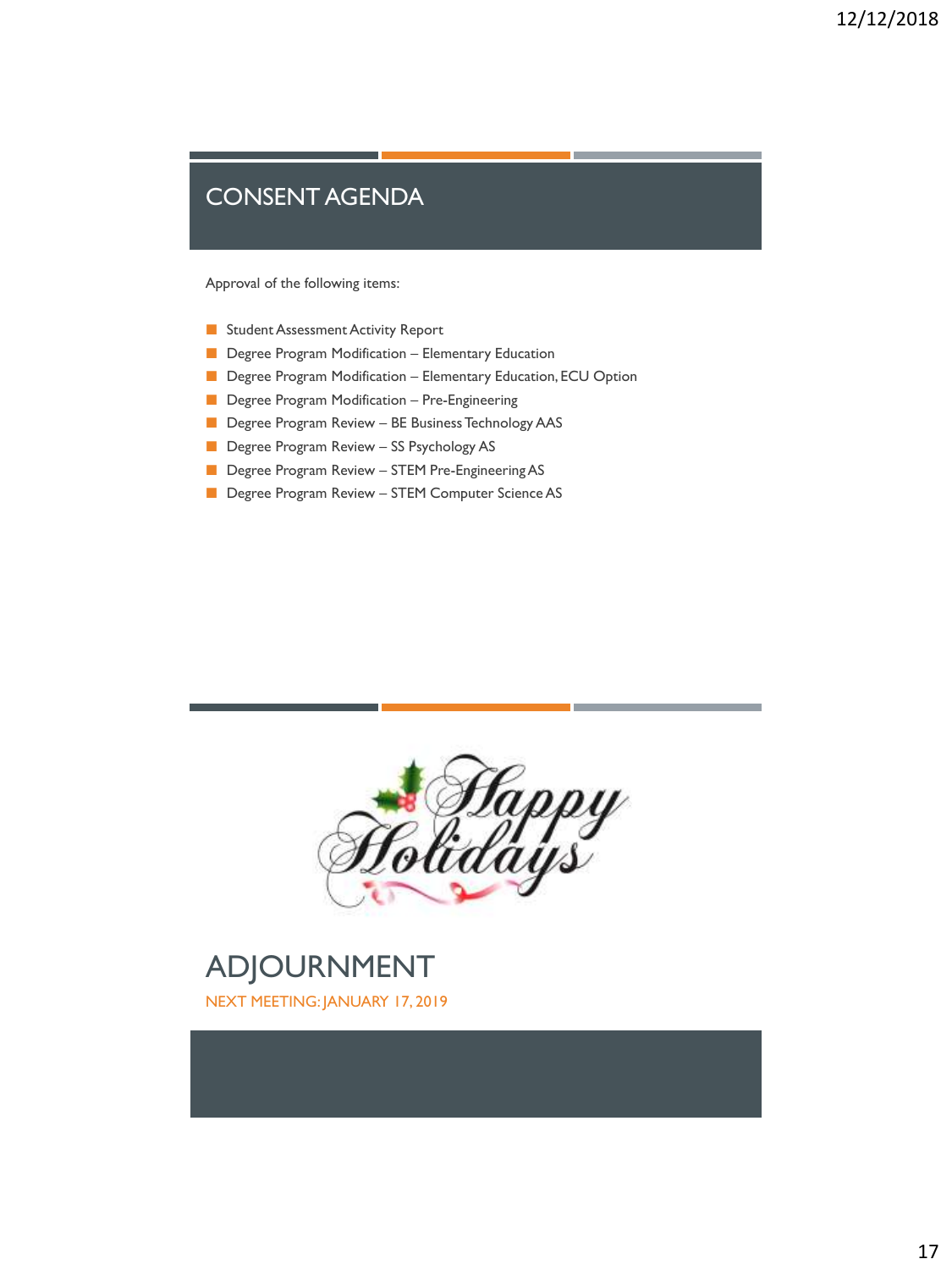## CONSENT AGENDA

Approval of the following items:

- Student Assessment Activity Report
- Degree Program Modification – Elementary Education
- Degree Program Modification – Elementary Education, ECU Option
- Degree Program Modification – Pre-Engineering
- Degree Program Review – BE Business Technology AAS
- Degree Program Review – SS Psychology AS
- Degree Program Review – STEM Pre-Engineering AS
- Degree Program Review – STEM Computer Science AS

Happy Holidays

## ADJOURNMENT

NEXT MEETING: JANUARY 17, 2019